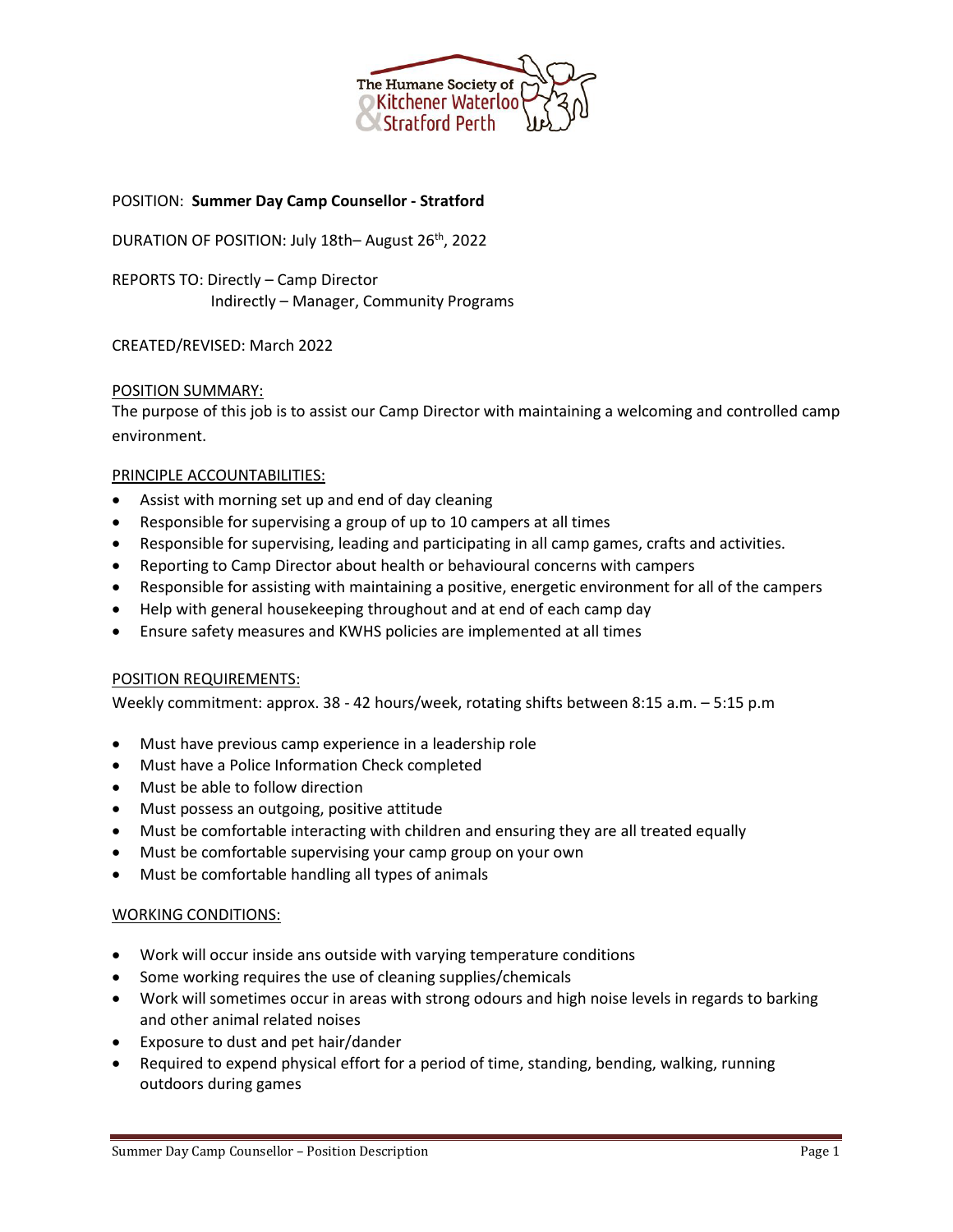The Humane Society of Kitchener Waterloo & Stratford Perth

POSITION: **Summer Day Camp Counsellor - Stratford**

DURATION OF POSITION: July 18th– August 26th, 2022

REPORTS TO: Directly – Camp Director
Indirectly – Manager, Community Programs

CREATED/REVISED: March 2022

## POSITION SUMMARY:

The purpose of this job is to assist our Camp Director with maintaining a welcoming and controlled camp environment.

## PRINCIPLE ACCOUNTABILITIES:

- Assist with morning set up and end of day cleaning
- Responsible for supervising a group of up to 10 campers at all times
- Responsible for supervising, leading and participating in all camp games, crafts and activities.
- Reporting to Camp Director about health or behavioural concerns with campers
- Responsible for assisting with maintaining a positive, energetic environment for all of the campers
- Help with general housekeeping throughout and at end of each camp day
- Ensure safety measures and KWHS policies are implemented at all times

## POSITION REQUIREMENTS:

Weekly commitment: approx. 38 - 42 hours/week, rotating shifts between 8:15 a.m. – 5:15 p.m

- Must have previous camp experience in a leadership role
- Must have a Police Information Check completed
- Must be able to follow direction
- Must possess an outgoing, positive attitude
- Must be comfortable interacting with children and ensuring they are all treated equally
- Must be comfortable supervising your camp group on your own
- Must be comfortable handling all types of animals

## WORKING CONDITIONS:

- Work will occur inside ans outside with varying temperature conditions
- Some working requires the use of cleaning supplies/chemicals
- Work will sometimes occur in areas with strong odours and high noise levels in regards to barking and other animal related noises
- Exposure to dust and pet hair/dander
- Required to expend physical effort for a period of time, standing, bending, walking, running outdoors during games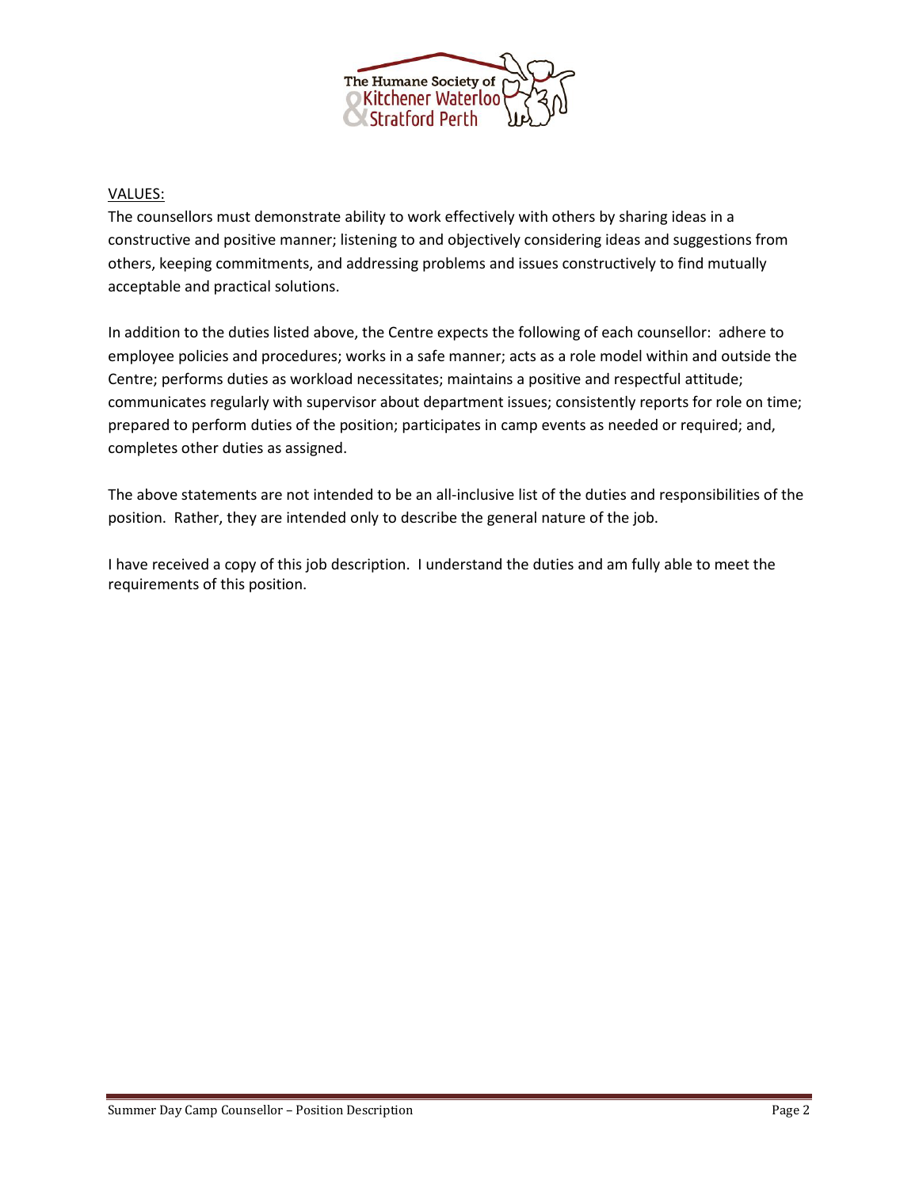VALUES:

The counsellors must demonstrate ability to work effectively with others by sharing ideas in a constructive and positive manner; listening to and objectively considering ideas and suggestions from others, keeping commitments, and addressing problems and issues constructively to find mutually acceptable and practical solutions.

In addition to the duties listed above, the Centre expects the following of each counsellor: adhere to employee policies and procedures; works in a safe manner; acts as a role model within and outside the Centre; performs duties as workload necessitates; maintains a positive and respectful attitude; communicates regularly with supervisor about department issues; consistently reports for role on time; prepared to perform duties of the position; participates in camp events as needed or required; and, completes other duties as assigned.

The above statements are not intended to be an all-inclusive list of the duties and responsibilities of the position. Rather, they are intended only to describe the general nature of the job.

I have received a copy of this job description. I understand the duties and am fully able to meet the requirements of this position.